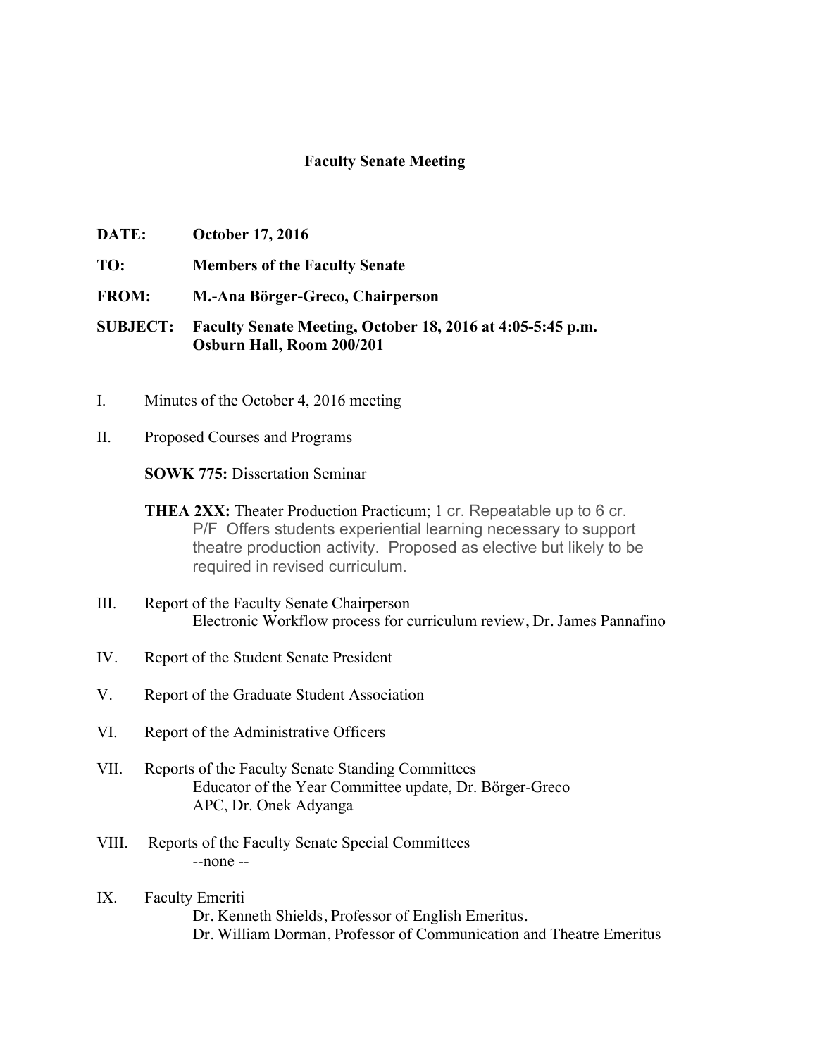# Faculty Senate Meeting

**DATE:** October 17, 2016

**TO:** Members of the Faculty Senate

**FROM:** M.-Ana Börger-Greco, Chairperson

**SUBJECT:** Faculty Senate Meeting, October 18, 2016 at 4:05-5:45 p.m. Osburn Hall, Room 200/201

I. Minutes of the October 4, 2016 meeting

II. Proposed Courses and Programs

**SOWK 775:** Dissertation Seminar

**THEA 2XX:** Theater Production Practicum; 1 cr. Repeatable up to 6 cr. P/F Offers students experiential learning necessary to support theatre production activity. Proposed as elective but likely to be required in revised curriculum.

III. Report of the Faculty Senate Chairperson
   Electronic Workflow process for curriculum review, Dr. James Pannafino

IV. Report of the Student Senate President

V. Report of the Graduate Student Association

VI. Report of the Administrative Officers

VII. Reports of the Faculty Senate Standing Committees
   Educator of the Year Committee update, Dr. Börger-Greco
   APC, Dr. Onek Adyanga

VIII. Reports of the Faculty Senate Special Committees
   --none --

IX. Faculty Emeriti
   Dr. Kenneth Shields, Professor of English Emeritus.
   Dr. William Dorman, Professor of Communication and Theatre Emeritus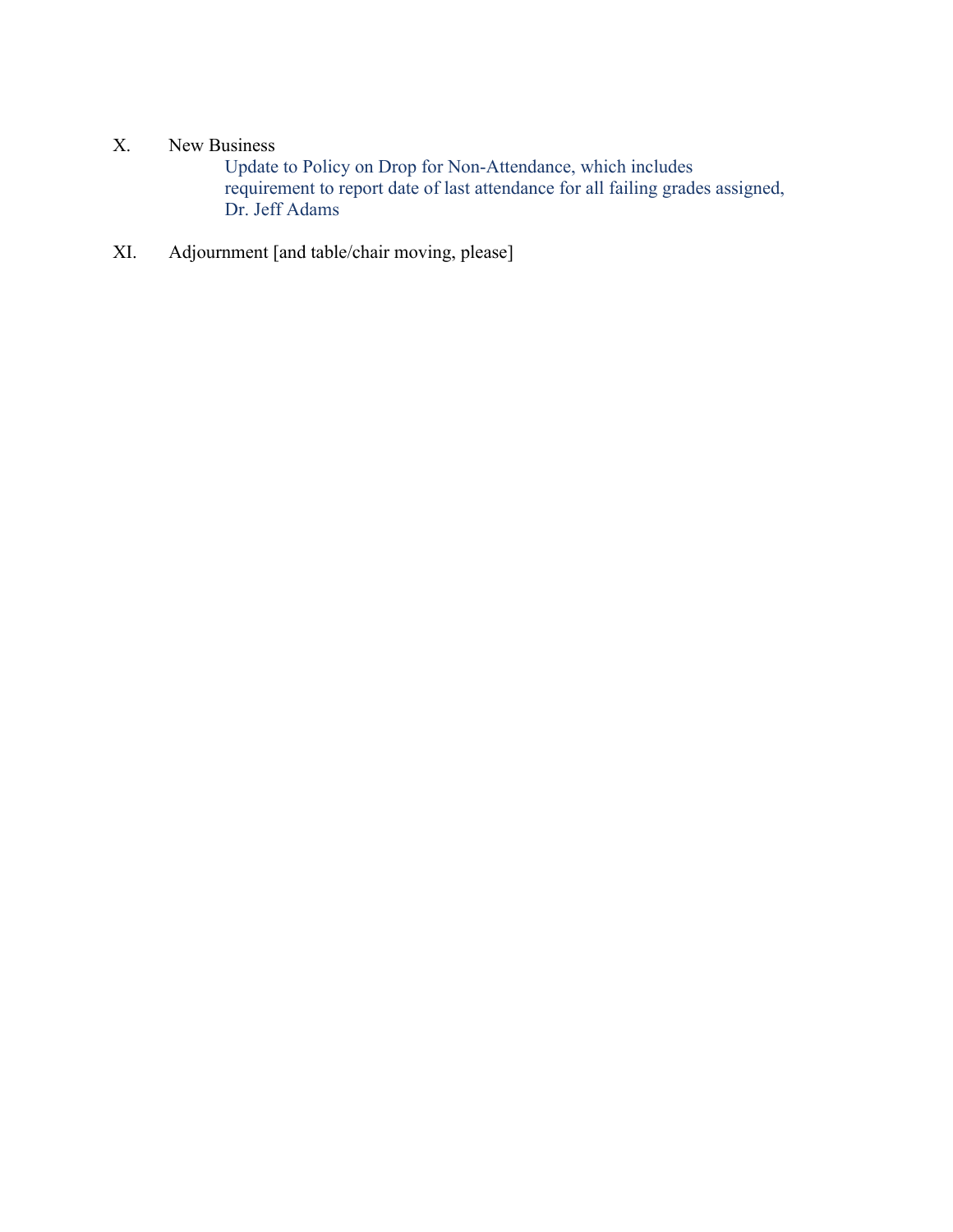X. New Business

Update to Policy on Drop for Non-Attendance, which includes requirement to report date of last attendance for all failing grades assigned, Dr. Jeff Adams

XI. Adjournment [and table/chair moving, please]